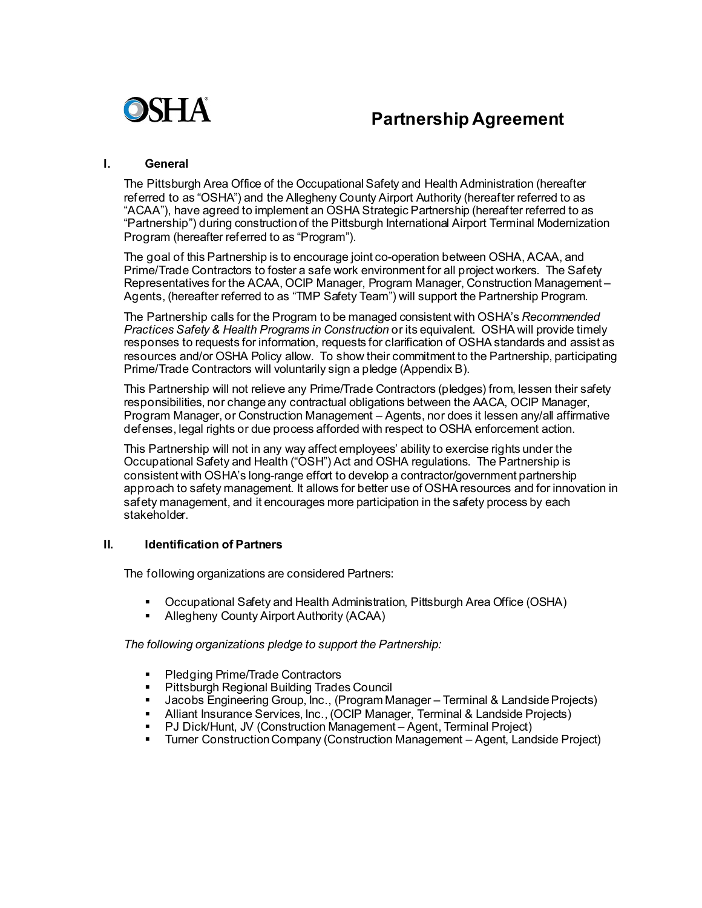OSHA

# Partnership Agreement

## I. General

The Pittsburgh Area Office of the Occupational Safety and Health Administration (hereafter referred to as "OSHA") and the Allegheny County Airport Authority (hereafter referred to as "ACAA"), have agreed to implement an OSHA Strategic Partnership (hereafter referred to as "Partnership") during construction of the Pittsburgh International Airport Terminal Modernization Program (hereafter referred to as "Program").

The goal of this Partnership is to encourage joint co-operation between OSHA, ACAA, and Prime/Trade Contractors to foster a safe work environment for all project workers. The Safety Representatives for the ACAA, OCIP Manager, Program Manager, Construction Management – Agents, (hereafter referred to as "TMP Safety Team") will support the Partnership Program.

The Partnership calls for the Program to be managed consistent with OSHA's *Recommended Practices Safety & Health Programs in Construction* or its equivalent. OSHA will provide timely responses to requests for information, requests for clarification of OSHA standards and assist as resources and/or OSHA Policy allow. To show their commitment to the Partnership, participating Prime/Trade Contractors will voluntarily sign a pledge (Appendix B).

This Partnership will not relieve any Prime/Trade Contractors (pledges) from, lessen their safety responsibilities, nor change any contractual obligations between the AACA, OCIP Manager, Program Manager, or Construction Management – Agents, nor does it lessen any/all affirmative defenses, legal rights or due process afforded with respect to OSHA enforcement action.

This Partnership will not in any way affect employees' ability to exercise rights under the Occupational Safety and Health ("OSH") Act and OSHA regulations. The Partnership is consistent with OSHA's long-range effort to develop a contractor/government partnership approach to safety management. It allows for better use of OSHA resources and for innovation in safety management, and it encourages more participation in the safety process by each stakeholder.

## II. Identification of Partners

The following organizations are considered Partners:

- Occupational Safety and Health Administration, Pittsburgh Area Office (OSHA)
- Allegheny County Airport Authority (ACAA)

*The following organizations pledge to support the Partnership:*

- Pledging Prime/Trade Contractors
- Pittsburgh Regional Building Trades Council
- Jacobs Engineering Group, Inc., (Program Manager – Terminal & Landside Projects)
- Alliant Insurance Services, Inc., (OCIP Manager, Terminal & Landside Projects)
- PJ Dick/Hunt, JV (Construction Management – Agent, Terminal Project)
- Turner Construction Company (Construction Management – Agent, Landside Project)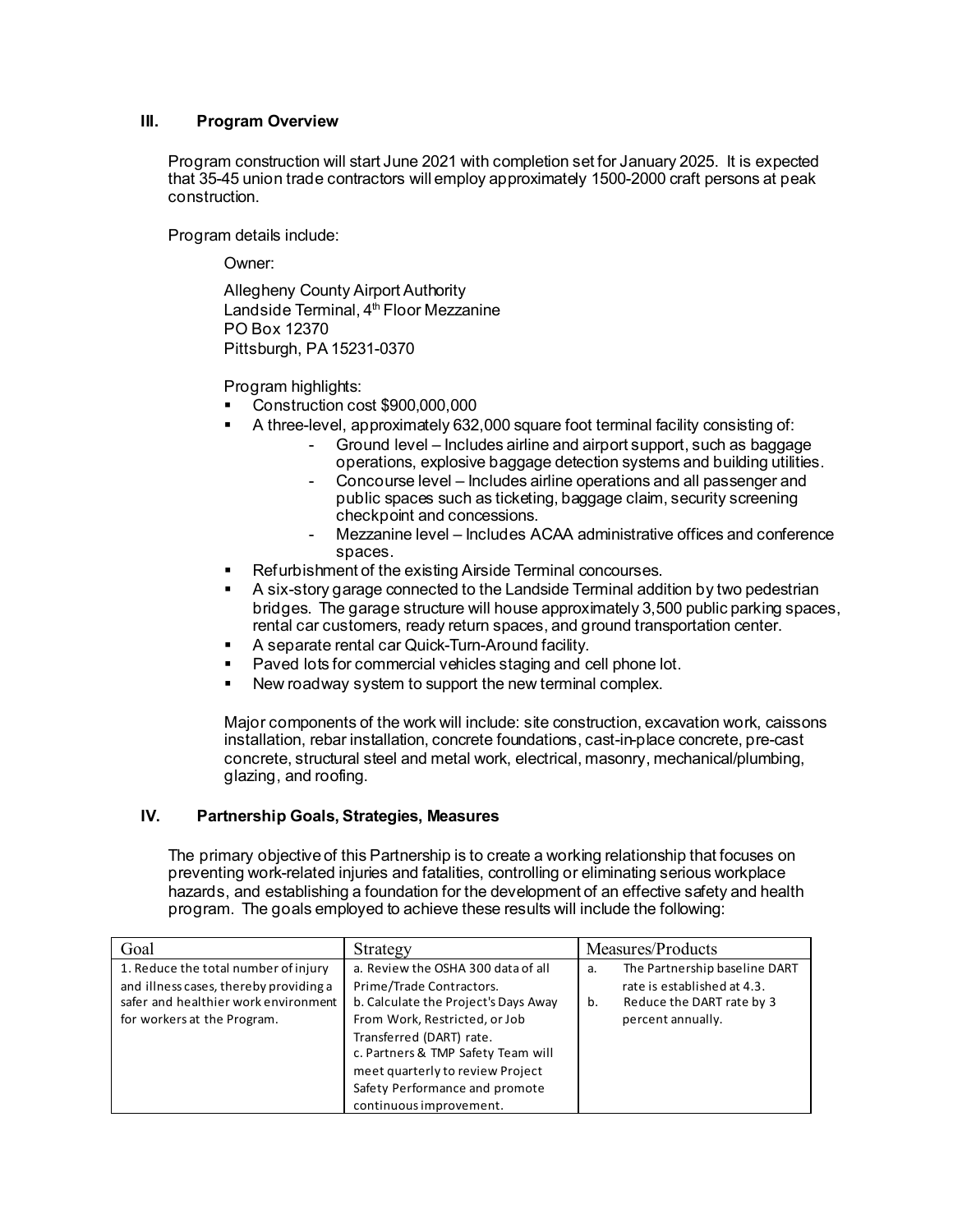## III. Program Overview

Program construction will start June 2021 with completion set for January 2025. It is expected that 35-45 union trade contractors will employ approximately 1500-2000 craft persons at peak construction.

Program details include:

Owner:

Allegheny County Airport Authority
Landside Terminal, 4th Floor Mezzanine
PO Box 12370
Pittsburgh, PA 15231-0370

Program highlights:

- Construction cost $900,000,000
- A three-level, approximately 632,000 square foot terminal facility consisting of:
  - Ground level – Includes airline and airport support, such as baggage operations, explosive baggage detection systems and building utilities.
  - Concourse level – Includes airline operations and all passenger and public spaces such as ticketing, baggage claim, security screening checkpoint and concessions.
  - Mezzanine level – Includes ACAA administrative offices and conference spaces.
- Refurbishment of the existing Airside Terminal concourses.
- A six-story garage connected to the Landside Terminal addition by two pedestrian bridges. The garage structure will house approximately 3,500 public parking spaces, rental car customers, ready return spaces, and ground transportation center.
- A separate rental car Quick-Turn-Around facility.
- Paved lots for commercial vehicles staging and cell phone lot.
- New roadway system to support the new terminal complex.

Major components of the work will include: site construction, excavation work, caissons installation, rebar installation, concrete foundations, cast-in-place concrete, pre-cast concrete, structural steel and metal work, electrical, masonry, mechanical/plumbing, glazing, and roofing.

## IV. Partnership Goals, Strategies, Measures

The primary objective of this Partnership is to create a working relationship that focuses on preventing work-related injuries and fatalities, controlling or eliminating serious workplace hazards, and establishing a foundation for the development of an effective safety and health program. The goals employed to achieve these results will include the following:

| Goal | Strategy | Measures/Products |
|---|---|---|
| 1. Reduce the total number of injury and illness cases, thereby providing a safer and healthier work environment for workers at the Program. | a. Review the OSHA 300 data of all Prime/Trade Contractors.<br>b. Calculate the Project's Days Away From Work, Restricted, or Job Transferred (DART) rate.<br>c. Partners & TMP Safety Team will meet quarterly to review Project Safety Performance and promote continuous improvement. | a. The Partnership baseline DART rate is established at 4.3.<br>b. Reduce the DART rate by 3 percent annually. |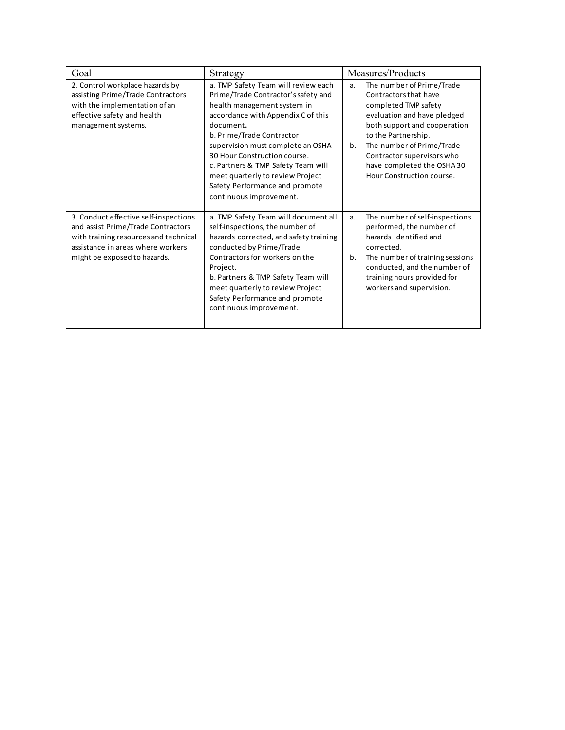| Goal | Strategy | Measures/Products |
|---|---|---|
| 2. Control workplace hazards by assisting Prime/Trade Contractors with the implementation of an effective safety and health management systems. | a. TMP Safety Team will review each Prime/Trade Contractor's safety and health management system in accordance with Appendix C of this document. b. Prime/Trade Contractor supervision must complete an OSHA 30 Hour Construction course. c. Partners & TMP Safety Team will meet quarterly to review Project Safety Performance and promote continuous improvement. | a. The number of Prime/Trade Contractors that have completed TMP safety evaluation and have pledged both support and cooperation to the Partnership. b. The number of Prime/Trade Contractor supervisors who have completed the OSHA 30 Hour Construction course. |
| 3. Conduct effective self-inspections and assist Prime/Trade Contractors with training resources and technical assistance in areas where workers might be exposed to hazards. | a. TMP Safety Team will document all self-inspections, the number of hazards corrected, and safety training conducted by Prime/Trade Contractors for workers on the Project. b. Partners & TMP Safety Team will meet quarterly to review Project Safety Performance and promote continuous improvement. | a. The number of self-inspections performed, the number of hazards identified and corrected. b. The number of training sessions conducted, and the number of training hours provided for workers and supervision. |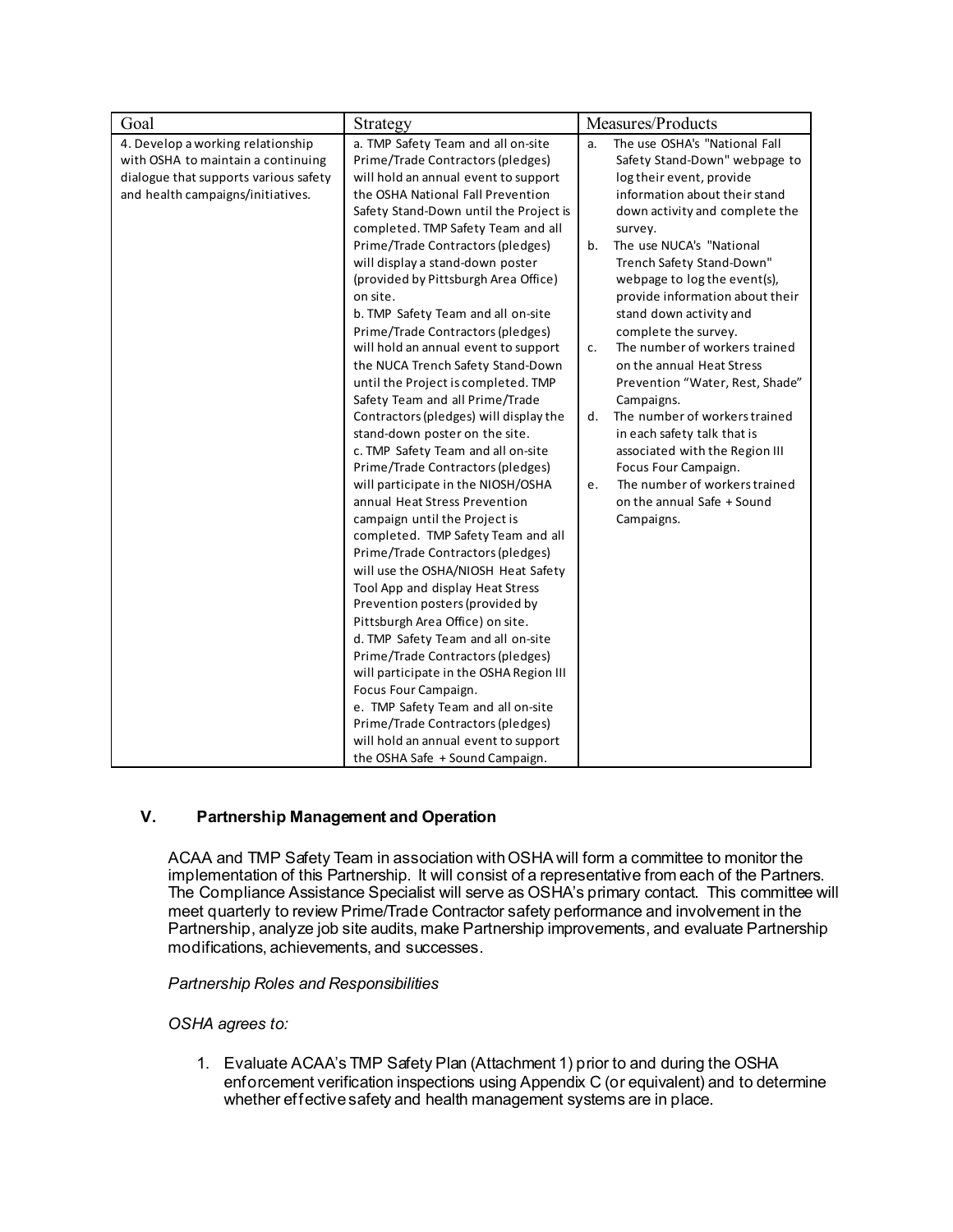| Goal | Strategy | Measures/Products |
| --- | --- | --- |
| 4. Develop a working relationship with OSHA to maintain a continuing dialogue that supports various safety and health campaigns/initiatives. | a. TMP Safety Team and all on-site Prime/Trade Contractors (pledges) will hold an annual event to support the OSHA National Fall Prevention Safety Stand-Down until the Project is completed. TMP Safety Team and all Prime/Trade Contractors (pledges) will display a stand-down poster (provided by Pittsburgh Area Office) on site.<br>b. TMP Safety Team and all on-site Prime/Trade Contractors (pledges) will hold an annual event to support the NUCA Trench Safety Stand-Down until the Project is completed. TMP Safety Team and all Prime/Trade Contractors (pledges) will display the stand-down poster on the site.<br>c. TMP Safety Team and all on-site Prime/Trade Contractors (pledges) will participate in the NIOSH/OSHA annual Heat Stress Prevention campaign until the Project is completed. TMP Safety Team and all Prime/Trade Contractors (pledges) will use the OSHA/NIOSH Heat Safety Tool App and display Heat Stress Prevention posters (provided by Pittsburgh Area Office) on site.<br>d. TMP Safety Team and all on-site Prime/Trade Contractors (pledges) will participate in the OSHA Region III Focus Four Campaign.<br>e. TMP Safety Team and all on-site Prime/Trade Contractors (pledges) will hold an annual event to support the OSHA Safe + Sound Campaign. | a. The use OSHA's "National Fall Safety Stand-Down" webpage to log their event, provide information about their stand down activity and complete the survey.<br>b. The use NUCA's "National Trench Safety Stand-Down" webpage to log the event(s), provide information about their stand down activity and complete the survey.<br>c. The number of workers trained on the annual Heat Stress Prevention "Water, Rest, Shade" Campaigns.<br>d. The number of workers trained in each safety talk that is associated with the Region III Focus Four Campaign.<br>e. The number of workers trained on the annual Safe + Sound Campaigns. |

## V. Partnership Management and Operation

ACAA and TMP Safety Team in association with OSHA will form a committee to monitor the implementation of this Partnership. It will consist of a representative from each of the Partners. The Compliance Assistance Specialist will serve as OSHA's primary contact. This committee will meet quarterly to review Prime/Trade Contractor safety performance and involvement in the Partnership, analyze job site audits, make Partnership improvements, and evaluate Partnership modifications, achievements, and successes.

*Partnership Roles and Responsibilities*

*OSHA agrees to:*

1. Evaluate ACAA's TMP Safety Plan (Attachment 1) prior to and during the OSHA enforcement verification inspections using Appendix C (or equivalent) and to determine whether effective safety and health management systems are in place.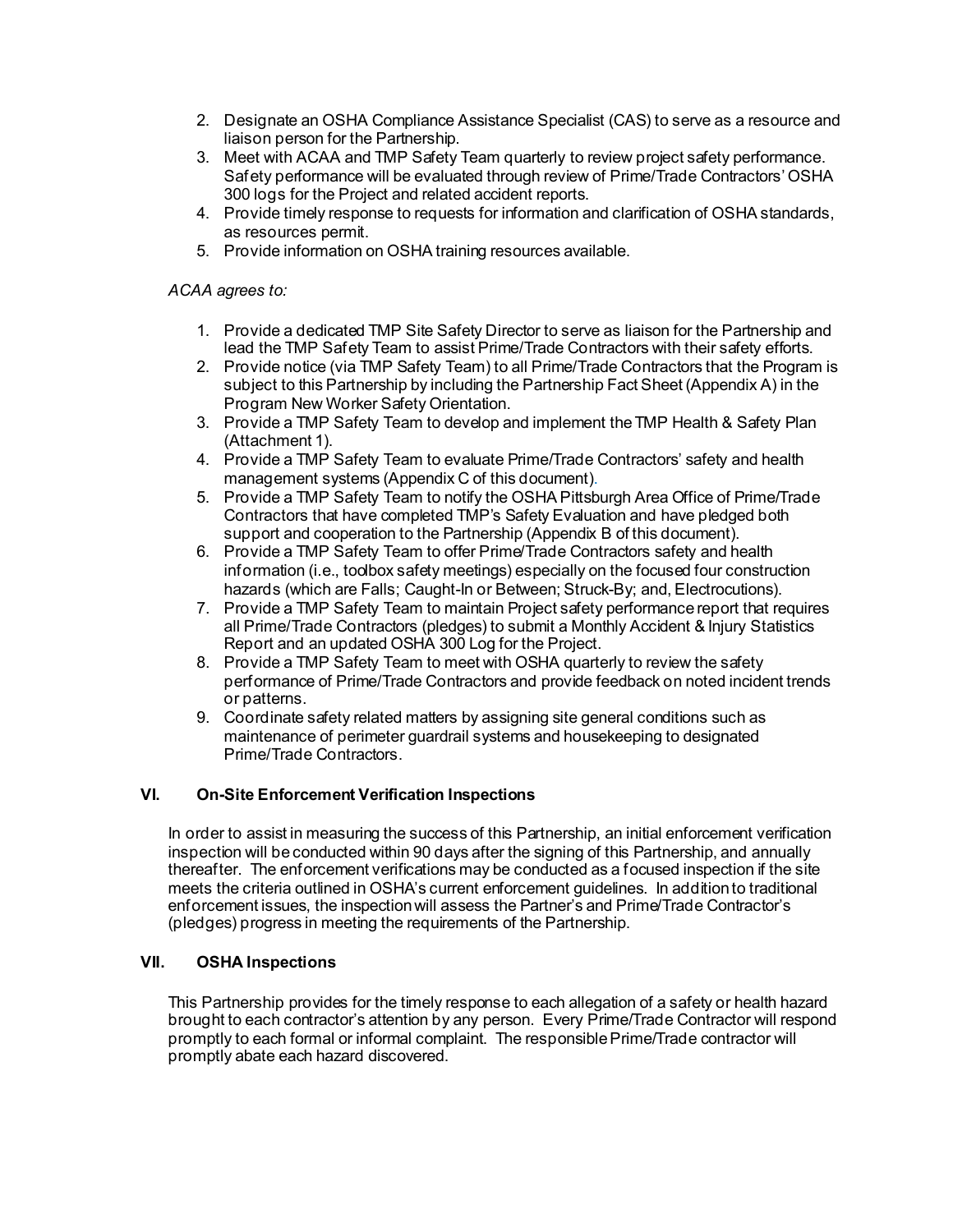2. Designate an OSHA Compliance Assistance Specialist (CAS) to serve as a resource and liaison person for the Partnership.
3. Meet with ACAA and TMP Safety Team quarterly to review project safety performance. Safety performance will be evaluated through review of Prime/Trade Contractors' OSHA 300 logs for the Project and related accident reports.
4. Provide timely response to requests for information and clarification of OSHA standards, as resources permit.
5. Provide information on OSHA training resources available.

*ACAA agrees to:*

1. Provide a dedicated TMP Site Safety Director to serve as liaison for the Partnership and lead the TMP Safety Team to assist Prime/Trade Contractors with their safety efforts.
2. Provide notice (via TMP Safety Team) to all Prime/Trade Contractors that the Program is subject to this Partnership by including the Partnership Fact Sheet (Appendix A) in the Program New Worker Safety Orientation.
3. Provide a TMP Safety Team to develop and implement the TMP Health & Safety Plan (Attachment 1).
4. Provide a TMP Safety Team to evaluate Prime/Trade Contractors' safety and health management systems (Appendix C of this document).
5. Provide a TMP Safety Team to notify the OSHA Pittsburgh Area Office of Prime/Trade Contractors that have completed TMP's Safety Evaluation and have pledged both support and cooperation to the Partnership (Appendix B of this document).
6. Provide a TMP Safety Team to offer Prime/Trade Contractors safety and health information (i.e., toolbox safety meetings) especially on the focused four construction hazards (which are Falls; Caught-In or Between; Struck-By; and, Electrocutions).
7. Provide a TMP Safety Team to maintain Project safety performance report that requires all Prime/Trade Contractors (pledges) to submit a Monthly Accident & Injury Statistics Report and an updated OSHA 300 Log for the Project.
8. Provide a TMP Safety Team to meet with OSHA quarterly to review the safety performance of Prime/Trade Contractors and provide feedback on noted incident trends or patterns.
9. Coordinate safety related matters by assigning site general conditions such as maintenance of perimeter guardrail systems and housekeeping to designated Prime/Trade Contractors.

## VI. On-Site Enforcement Verification Inspections

In order to assist in measuring the success of this Partnership, an initial enforcement verification inspection will be conducted within 90 days after the signing of this Partnership, and annually thereafter. The enforcement verifications may be conducted as a focused inspection if the site meets the criteria outlined in OSHA's current enforcement guidelines. In addition to traditional enforcement issues, the inspection will assess the Partner's and Prime/Trade Contractor's (pledges) progress in meeting the requirements of the Partnership.

## VII. OSHA Inspections

This Partnership provides for the timely response to each allegation of a safety or health hazard brought to each contractor's attention by any person. Every Prime/Trade Contractor will respond promptly to each formal or informal complaint. The responsible Prime/Trade contractor will promptly abate each hazard discovered.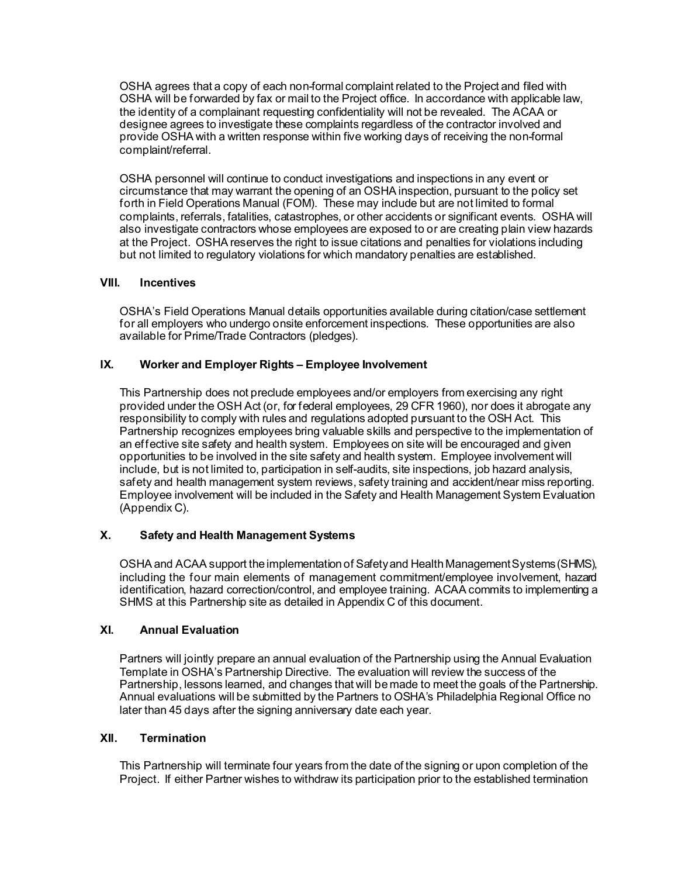OSHA agrees that a copy of each non-formal complaint related to the Project and filed with OSHA will be forwarded by fax or mail to the Project office. In accordance with applicable law, the identity of a complainant requesting confidentiality will not be revealed. The ACAA or designee agrees to investigate these complaints regardless of the contractor involved and provide OSHA with a written response within five working days of receiving the non-formal complaint/referral.

OSHA personnel will continue to conduct investigations and inspections in any event or circumstance that may warrant the opening of an OSHA inspection, pursuant to the policy set forth in Field Operations Manual (FOM). These may include but are not limited to formal complaints, referrals, fatalities, catastrophes, or other accidents or significant events. OSHA will also investigate contractors whose employees are exposed to or are creating plain view hazards at the Project. OSHA reserves the right to issue citations and penalties for violations including but not limited to regulatory violations for which mandatory penalties are established.

## VIII. Incentives

OSHA's Field Operations Manual details opportunities available during citation/case settlement for all employers who undergo onsite enforcement inspections. These opportunities are also available for Prime/Trade Contractors (pledges).

## IX. Worker and Employer Rights – Employee Involvement

This Partnership does not preclude employees and/or employers from exercising any right provided under the OSH Act (or, for federal employees, 29 CFR 1960), nor does it abrogate any responsibility to comply with rules and regulations adopted pursuant to the OSH Act. This Partnership recognizes employees bring valuable skills and perspective to the implementation of an effective site safety and health system. Employees on site will be encouraged and given opportunities to be involved in the site safety and health system. Employee involvement will include, but is not limited to, participation in self-audits, site inspections, job hazard analysis, safety and health management system reviews, safety training and accident/near miss reporting. Employee involvement will be included in the Safety and Health Management System Evaluation (Appendix C).

## X. Safety and Health Management Systems

OSHA and ACAA support the implementation of Safety and Health Management Systems (SHMS), including the four main elements of management commitment/employee involvement, hazard identification, hazard correction/control, and employee training. ACAA commits to implementing a SHMS at this Partnership site as detailed in Appendix C of this document.

## XI. Annual Evaluation

Partners will jointly prepare an annual evaluation of the Partnership using the Annual Evaluation Template in OSHA's Partnership Directive. The evaluation will review the success of the Partnership, lessons learned, and changes that will be made to meet the goals of the Partnership. Annual evaluations will be submitted by the Partners to OSHA's Philadelphia Regional Office no later than 45 days after the signing anniversary date each year.

## XII. Termination

This Partnership will terminate four years from the date of the signing or upon completion of the Project. If either Partner wishes to withdraw its participation prior to the established termination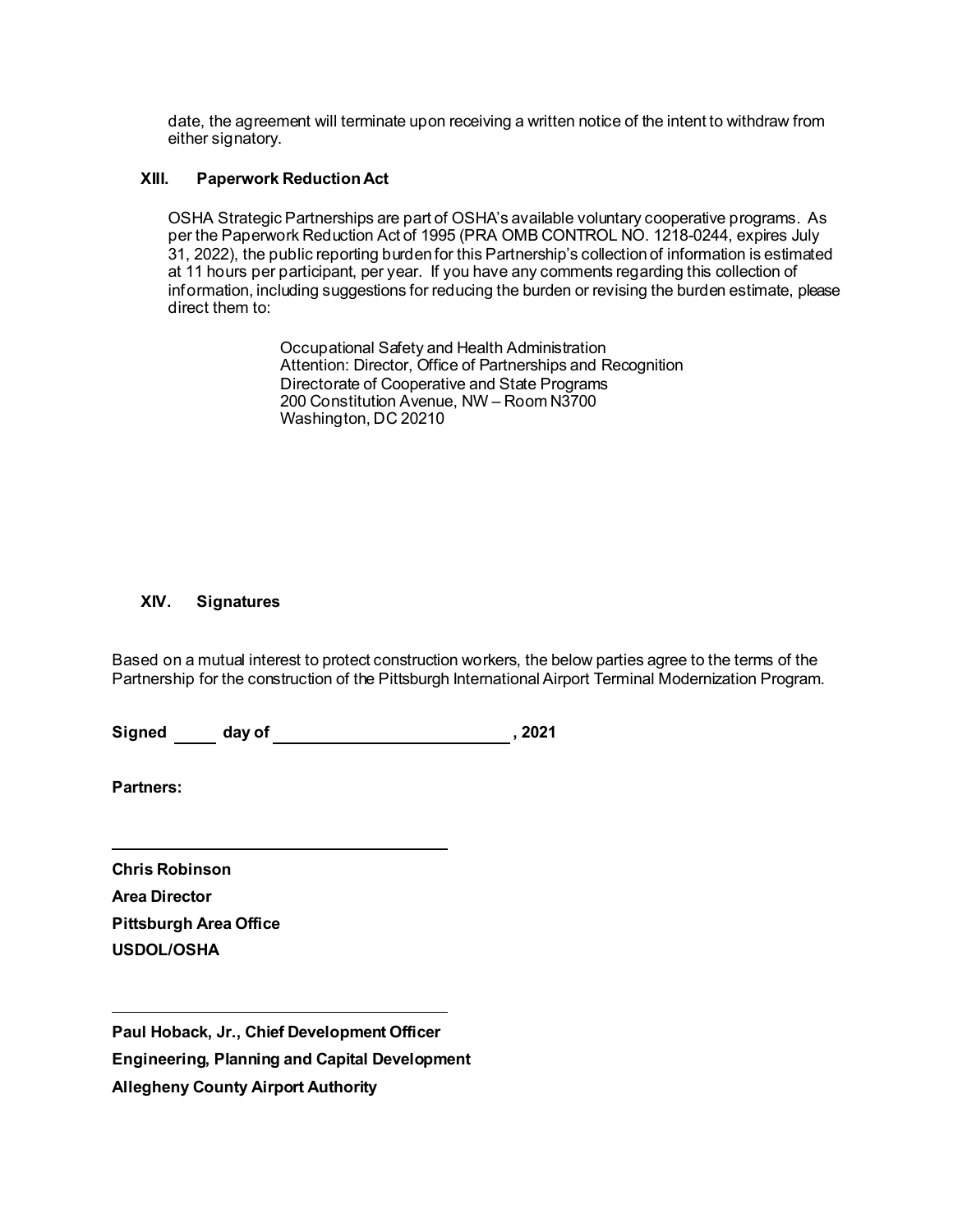date, the agreement will terminate upon receiving a written notice of the intent to withdraw from either signatory.

## XIII. Paperwork Reduction Act

OSHA Strategic Partnerships are part of OSHA's available voluntary cooperative programs. As per the Paperwork Reduction Act of 1995 (PRA OMB CONTROL NO. 1218-0244, expires July 31, 2022), the public reporting burden for this Partnership's collection of information is estimated at 11 hours per participant, per year. If you have any comments regarding this collection of information, including suggestions for reducing the burden or revising the burden estimate, please direct them to:

> Occupational Safety and Health Administration
> Attention: Director, Office of Partnerships and Recognition
> Directorate of Cooperative and State Programs
> 200 Constitution Avenue, NW – Room N3700
> Washington, DC 20210

## XIV. Signatures

Based on a mutual interest to protect construction workers, the below parties agree to the terms of the Partnership for the construction of the Pittsburgh International Airport Terminal Modernization Program.

**Signed \_\_\_\_\_ day of \_\_\_\_\_\_\_\_\_\_\_\_\_\_\_\_\_\_\_\_\_\_\_\_\_\_, 2021**

**Partners:**

\_\_\_\_\_\_\_\_\_\_\_\_\_\_\_\_\_\_\_\_\_\_\_\_\_\_\_\_\_\_\_\_\_\_\_\_\_\_\_\_

**Chris Robinson**
**Area Director**
**Pittsburgh Area Office**
**USDOL/OSHA**

\_\_\_\_\_\_\_\_\_\_\_\_\_\_\_\_\_\_\_\_\_\_\_\_\_\_\_\_\_\_\_\_\_\_\_\_\_\_\_\_

**Paul Hoback, Jr., Chief Development Officer**
**Engineering, Planning and Capital Development**
**Allegheny County Airport Authority**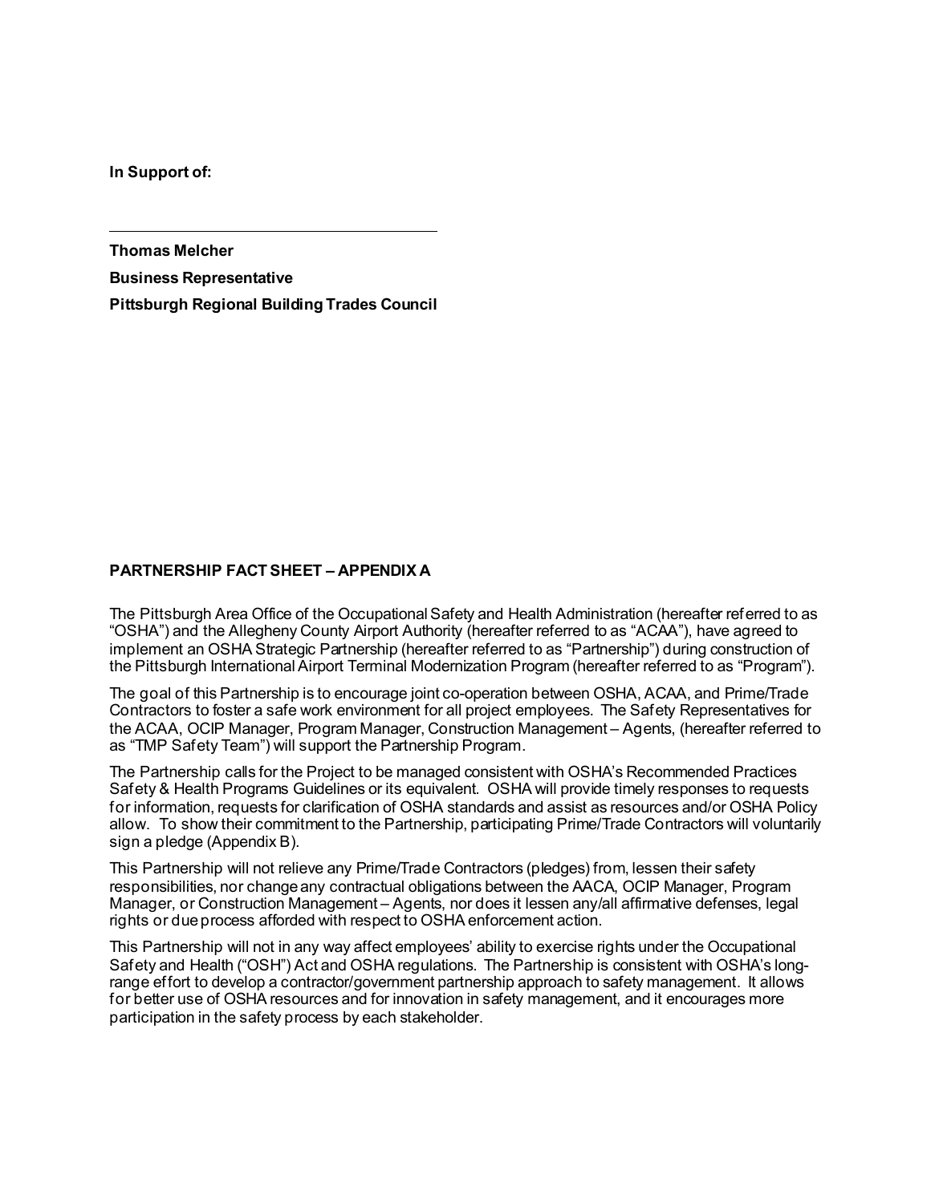**In Support of:**

---

**Thomas Melcher**

**Business Representative**

**Pittsburgh Regional Building Trades Council**

## PARTNERSHIP FACT SHEET – APPENDIX A

The Pittsburgh Area Office of the Occupational Safety and Health Administration (hereafter referred to as "OSHA") and the Allegheny County Airport Authority (hereafter referred to as "ACAA"), have agreed to implement an OSHA Strategic Partnership (hereafter referred to as "Partnership") during construction of the Pittsburgh International Airport Terminal Modernization Program (hereafter referred to as "Program").

The goal of this Partnership is to encourage joint co-operation between OSHA, ACAA, and Prime/Trade Contractors to foster a safe work environment for all project employees. The Safety Representatives for the ACAA, OCIP Manager, Program Manager, Construction Management – Agents, (hereafter referred to as "TMP Safety Team") will support the Partnership Program.

The Partnership calls for the Project to be managed consistent with OSHA's Recommended Practices Safety & Health Programs Guidelines or its equivalent. OSHA will provide timely responses to requests for information, requests for clarification of OSHA standards and assist as resources and/or OSHA Policy allow. To show their commitment to the Partnership, participating Prime/Trade Contractors will voluntarily sign a pledge (Appendix B).

This Partnership will not relieve any Prime/Trade Contractors (pledges) from, lessen their safety responsibilities, nor change any contractual obligations between the AACA, OCIP Manager, Program Manager, or Construction Management – Agents, nor does it lessen any/all affirmative defenses, legal rights or due process afforded with respect to OSHA enforcement action.

This Partnership will not in any way affect employees' ability to exercise rights under the Occupational Safety and Health ("OSH") Act and OSHA regulations. The Partnership is consistent with OSHA's long-range effort to develop a contractor/government partnership approach to safety management. It allows for better use of OSHA resources and for innovation in safety management, and it encourages more participation in the safety process by each stakeholder.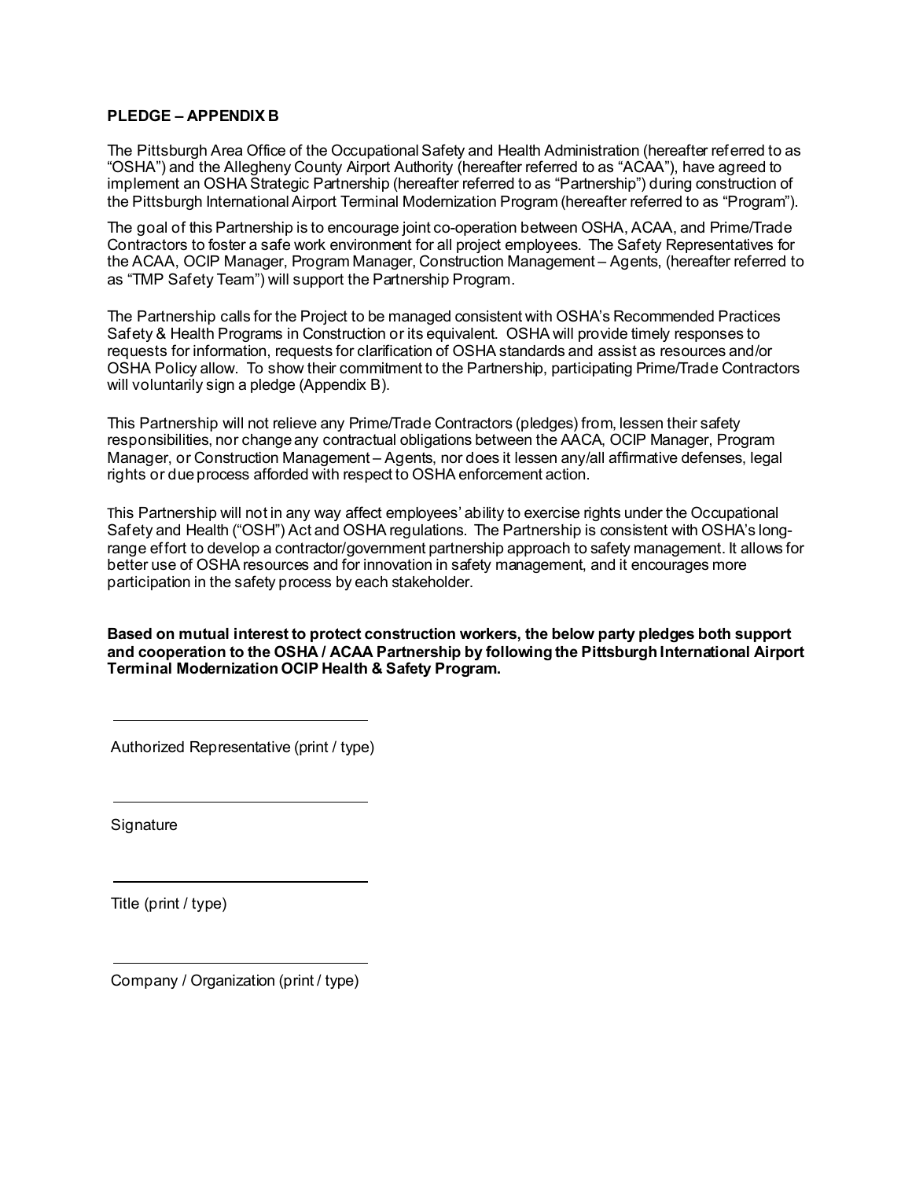**PLEDGE – APPENDIX B**

The Pittsburgh Area Office of the Occupational Safety and Health Administration (hereafter referred to as "OSHA") and the Allegheny County Airport Authority (hereafter referred to as "ACAA"), have agreed to implement an OSHA Strategic Partnership (hereafter referred to as "Partnership") during construction of the Pittsburgh International Airport Terminal Modernization Program (hereafter referred to as "Program").

The goal of this Partnership is to encourage joint co-operation between OSHA, ACAA, and Prime/Trade Contractors to foster a safe work environment for all project employees. The Safety Representatives for the ACAA, OCIP Manager, Program Manager, Construction Management – Agents, (hereafter referred to as "TMP Safety Team") will support the Partnership Program.

The Partnership calls for the Project to be managed consistent with OSHA's Recommended Practices Safety & Health Programs in Construction or its equivalent. OSHA will provide timely responses to requests for information, requests for clarification of OSHA standards and assist as resources and/or OSHA Policy allow. To show their commitment to the Partnership, participating Prime/Trade Contractors will voluntarily sign a pledge (Appendix B).

This Partnership will not relieve any Prime/Trade Contractors (pledges) from, lessen their safety responsibilities, nor change any contractual obligations between the AACA, OCIP Manager, Program Manager, or Construction Management – Agents, nor does it lessen any/all affirmative defenses, legal rights or due process afforded with respect to OSHA enforcement action.

This Partnership will not in any way affect employees' ability to exercise rights under the Occupational Safety and Health ("OSH") Act and OSHA regulations. The Partnership is consistent with OSHA's long-range effort to develop a contractor/government partnership approach to safety management. It allows for better use of OSHA resources and for innovation in safety management, and it encourages more participation in the safety process by each stakeholder.

**Based on mutual interest to protect construction workers, the below party pledges both support and cooperation to the OSHA / ACAA Partnership by following the Pittsburgh International Airport Terminal Modernization OCIP Health & Safety Program.**

\_\_\_\_\_\_\_\_\_\_\_\_\_\_\_\_\_\_\_\_\_\_\_\_\_\_\_\_\_\_

Authorized Representative (print / type)

\_\_\_\_\_\_\_\_\_\_\_\_\_\_\_\_\_\_\_\_\_\_\_\_\_\_\_\_\_\_

Signature

\_\_\_\_\_\_\_\_\_\_\_\_\_\_\_\_\_\_\_\_\_\_\_\_\_\_\_\_\_\_

Title (print / type)

\_\_\_\_\_\_\_\_\_\_\_\_\_\_\_\_\_\_\_\_\_\_\_\_\_\_\_\_\_\_

Company / Organization (print / type)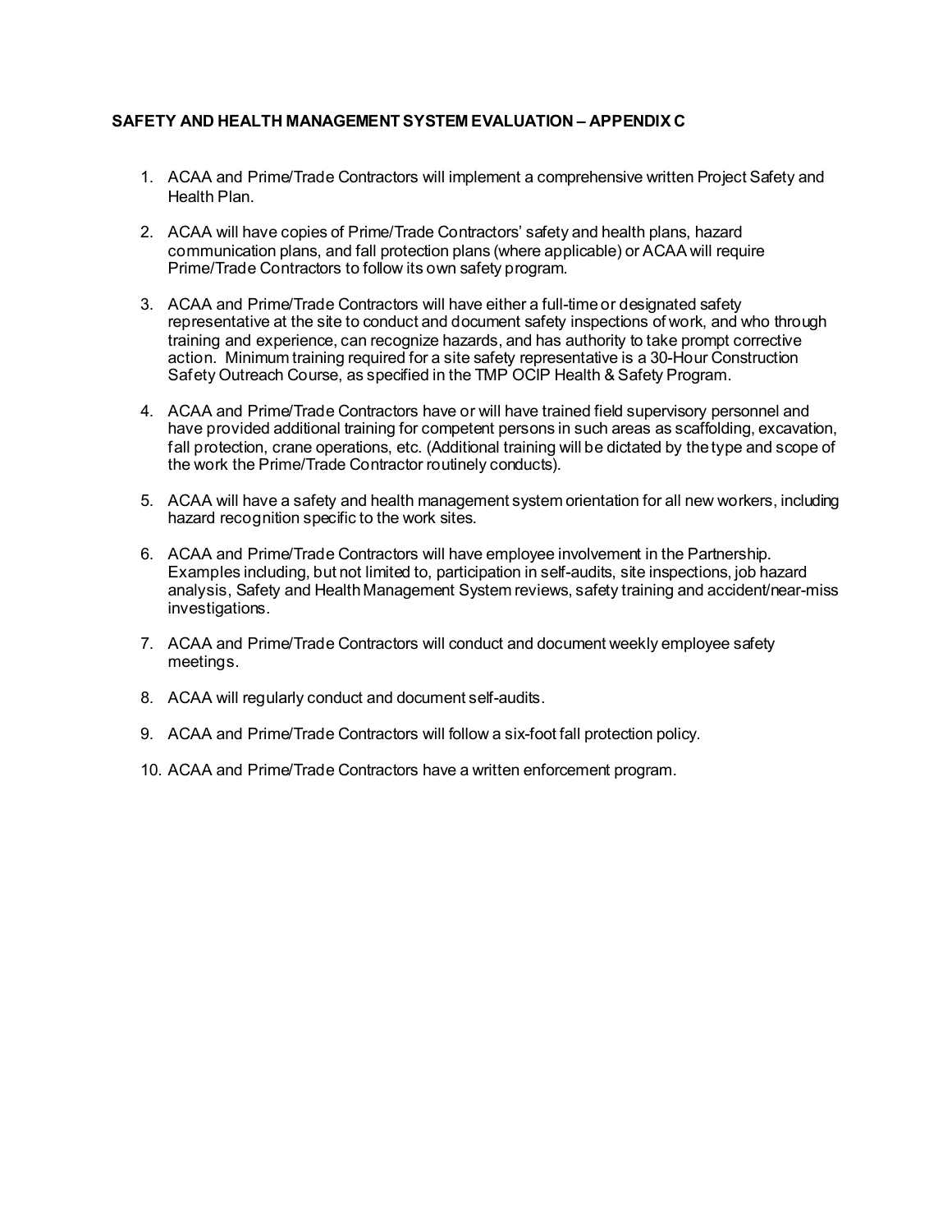## SAFETY AND HEALTH MANAGEMENT SYSTEM EVALUATION – APPENDIX C

1. ACAA and Prime/Trade Contractors will implement a comprehensive written Project Safety and Health Plan.

2. ACAA will have copies of Prime/Trade Contractors' safety and health plans, hazard communication plans, and fall protection plans (where applicable) or ACAA will require Prime/Trade Contractors to follow its own safety program.

3. ACAA and Prime/Trade Contractors will have either a full-time or designated safety representative at the site to conduct and document safety inspections of work, and who through training and experience, can recognize hazards, and has authority to take prompt corrective action. Minimum training required for a site safety representative is a 30-Hour Construction Safety Outreach Course, as specified in the TMP OCIP Health & Safety Program.

4. ACAA and Prime/Trade Contractors have or will have trained field supervisory personnel and have provided additional training for competent persons in such areas as scaffolding, excavation, fall protection, crane operations, etc. (Additional training will be dictated by the type and scope of the work the Prime/Trade Contractor routinely conducts).

5. ACAA will have a safety and health management system orientation for all new workers, including hazard recognition specific to the work sites.

6. ACAA and Prime/Trade Contractors will have employee involvement in the Partnership. Examples including, but not limited to, participation in self-audits, site inspections, job hazard analysis, Safety and Health Management System reviews, safety training and accident/near-miss investigations.

7. ACAA and Prime/Trade Contractors will conduct and document weekly employee safety meetings.

8. ACAA will regularly conduct and document self-audits.

9. ACAA and Prime/Trade Contractors will follow a six-foot fall protection policy.

10. ACAA and Prime/Trade Contractors have a written enforcement program.